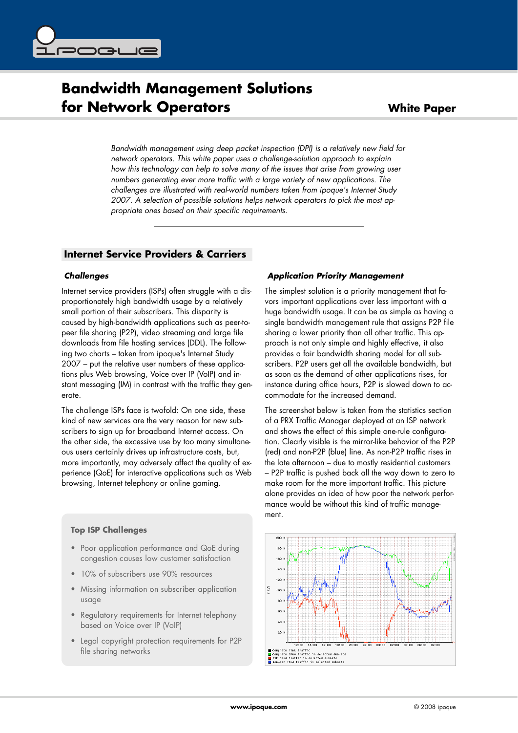# Bandwidth Management Solutions for Network Operators

**White Paper**

*Bandwidth management using deep packet inspection (DPI) is a relatively new field for network operators. This white paper uses a challenge-solution approach to explain how this technology can help to solve many of the issues that arise from growing user numbers generating ever more traffic with a large variety of new applications. The challenges are illustrated with real-world numbers taken from ipoque's Internet Study 2007. A selection of possible solutions helps network operators to pick the most appropriate ones based on their specific requirements.*

---

## Internet Service Providers & Carriers

### *Challenges*

Internet service providers (ISPs) often struggle with a disproportionately high bandwidth usage by a relatively small portion of their subscribers. This disparity is caused by high-bandwidth applications such as peer-to-peer file sharing (P2P), video streaming and large file downloads from file hosting services (DDL). The following two charts – taken from ipoque's Internet Study 2007 – put the relative user numbers of these applications plus Web browsing, Voice over IP (VoIP) and instant messaging (IM) in contrast with the traffic they generate.

The challenge ISPs face is twofold: On one side, these kind of new services are the very reason for new subscribers to sign up for broadband Internet access. On the other side, the excessive use by too many simultaneous users certainly drives up infrastructure costs, but, more importantly, may adversely affect the quality of experience (QoE) for interactive applications such as Web browsing, Internet telephony or online gaming.

**Top ISP Challenges**

- Poor application performance and QoE during congestion causes low customer satisfaction
- 10% of subscribers use 90% resources
- Missing information on subscriber application usage
- Regulatory requirements for Internet telephony based on Voice over IP (VoIP)
- Legal copyright protection requirements for P2P file sharing networks

### *Application Priority Management*

The simplest solution is a priority management that favors important applications over less important with a huge bandwidth usage. It can be as simple as having a single bandwidth management rule that assigns P2P file sharing a lower priority than all other traffic. This approach is not only simple and highly effective, it also provides a fair bandwidth sharing model for all subscribers. P2P users get all the available bandwidth, but as soon as the demand of other applications rises, for instance during office hours, P2P is slowed down to accommodate for the increased demand.

The screenshot below is taken from the statistics section of a PRX Traffic Manager deployed at an ISP network and shows the effect of this simple one-rule configuration. Clearly visible is the mirror-like behavior of the P2P (red) and non-P2P (blue) line. As non-P2P traffic rises in the late afternoon – due to mostly residential customers – P2P traffic is pushed back all the way down to zero to make room for the more important traffic. This picture alone provides an idea of how poor the network performance would be without this kind of traffic management.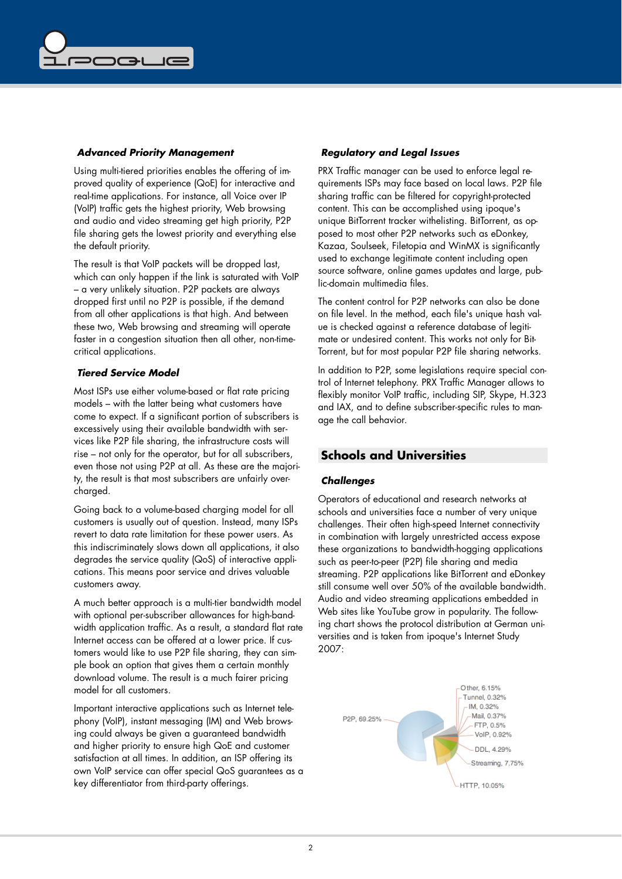### Advanced Priority Management

Using multi-tiered priorities enables the offering of improved quality of experience (QoE) for interactive and real-time applications. For instance, all Voice over IP (VoIP) traffic gets the highest priority, Web browsing and audio and video streaming get high priority, P2P file sharing gets the lowest priority and everything else the default priority.

The result is that VoIP packets will be dropped last, which can only happen if the link is saturated with VoIP – a very unlikely situation. P2P packets are always dropped first until no P2P is possible, if the demand from all other applications is that high. And between these two, Web browsing and streaming will operate faster in a congestion situation then all other, non-time-critical applications.

### Tiered Service Model

Most ISPs use either volume-based or flat rate pricing models – with the latter being what customers have come to expect. If a significant portion of subscribers is excessively using their available bandwidth with services like P2P file sharing, the infrastructure costs will rise – not only for the operator, but for all subscribers, even those not using P2P at all. As these are the majority, the result is that most subscribers are unfairly overcharged.

Going back to a volume-based charging model for all customers is usually out of question. Instead, many ISPs revert to data rate limitation for these power users. As this indiscriminately slows down all applications, it also degrades the service quality (QoS) of interactive applications. This means poor service and drives valuable customers away.

A much better approach is a multi-tier bandwidth model with optional per-subscriber allowances for high-bandwidth application traffic. As a result, a standard flat rate Internet access can be offered at a lower price. If customers would like to use P2P file sharing, they can simple book an option that gives them a certain monthly download volume. The result is a much fairer pricing model for all customers.

Important interactive applications such as Internet telephony (VoIP), instant messaging (IM) and Web browsing could always be given a guaranteed bandwidth and higher priority to ensure high QoE and customer satisfaction at all times. In addition, an ISP offering its own VoIP service can offer special QoS guarantees as a key differentiator from third-party offerings.

### Regulatory and Legal Issues

PRX Traffic manager can be used to enforce legal requirements ISPs may face based on local laws. P2P file sharing traffic can be filtered for copyright-protected content. This can be accomplished using ipoque's unique BitTorrent tracker withelisting. BitTorrent, as opposed to most other P2P networks such as eDonkey, Kazaa, Soulseek, Filetopia and WinMX is significantly used to exchange legitimate content including open source software, online games updates and large, public-domain multimedia files.

The content control for P2P networks can also be done on file level. In the method, each file's unique hash value is checked against a reference database of legitimate or undesired content. This works not only for BitTorrent, but for most popular P2P file sharing networks.

In addition to P2P, some legislations require special control of Internet telephony. PRX Traffic Manager allows to flexibly monitor VoIP traffic, including SIP, Skype, H.323 and IAX, and to define subscriber-specific rules to manage the call behavior.

## Schools and Universities

### Challenges

Operators of educational and research networks at schools and universities face a number of very unique challenges. Their often high-speed Internet connectivity in combination with largely unrestricted access expose these organizations to bandwidth-hogging applications such as peer-to-peer (P2P) file sharing and media streaming. P2P applications like BitTorrent and eDonkey still consume well over 50% of the available bandwidth. Audio and video streaming applications embedded in Web sites like YouTube grow in popularity. The following chart shows the protocol distribution at German universities and is taken from ipoque's Internet Study 2007:

P2P, 69.25%
Other, 6.15%
Tunnel, 0.32%
IM, 0.32%
Mail, 0.37%
FTP, 0.5%
VoIP, 0.92%
DDL, 4.29%
Streaming, 7.75%
HTTP, 10.05%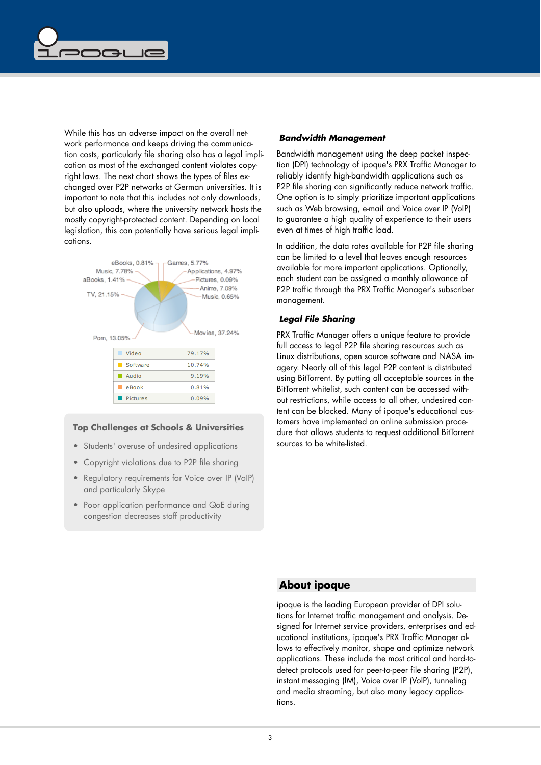While this has an adverse impact on the overall network performance and keeps driving the communication costs, particularly file sharing also has a legal implication as most of the exchanged content violates copyright laws. The next chart shows the types of files exchanged over P2P networks at German universities. It is important to note that this includes not only downloads, but also uploads, where the university network hosts the mostly copyright-protected content. Depending on local legislation, this can potentially have serious legal implications.

eBooks, 0.81%
Games, 5.77%
Music, 7.78%
Applications, 4.97%
aBooks, 1.41%
Pictures, 0.09%
Anime, 7.09%
TV, 21.15%
Music, 0.65%
Movies, 37.24%
Porn, 13.05%

Video 79.17%
Software 10.74%
Audio 9.19%
eBook 0.81%
Pictures 0.09%

### Top Challenges at Schools & Universities

- Students' overuse of undesired applications
- Copyright violations due to P2P file sharing
- Regulatory requirements for Voice over IP (VoIP) and particularly Skype
- Poor application performance and QoE during congestion decreases staff productivity

### *Bandwidth Management*

Bandwidth management using the deep packet inspection (DPI) technology of ipoque's PRX Traffic Manager to reliably identify high-bandwidth applications such as P2P file sharing can significantly reduce network traffic. One option is to simply prioritize important applications such as Web browsing, e-mail and Voice over IP (VoIP) to guarantee a high quality of experience to their users even at times of high traffic load.

In addition, the data rates available for P2P file sharing can be limited to a level that leaves enough resources available for more important applications. Optionally, each student can be assigned a monthly allowance of P2P traffic through the PRX Traffic Manager's subscriber management.

### *Legal File Sharing*

PRX Traffic Manager offers a unique feature to provide full access to legal P2P file sharing resources such as Linux distributions, open source software and NASA imagery. Nearly all of this legal P2P content is distributed using BitTorrent. By putting all acceptable sources in the BitTorrent whitelist, such content can be accessed without restrictions, while access to all other, undesired content can be blocked. Many of ipoque's educational customers have implemented an online submission procedure that allows students to request additional BitTorrent sources to be white-listed.

## About ipoque

ipoque is the leading European provider of DPI solutions for Internet traffic management and analysis. Designed for Internet service providers, enterprises and educational institutions, ipoque's PRX Traffic Manager allows to effectively monitor, shape and optimize network applications. These include the most critical and hard-to-detect protocols used for peer-to-peer file sharing (P2P), instant messaging (IM), Voice over IP (VoIP), tunneling and media streaming, but also many legacy applications.